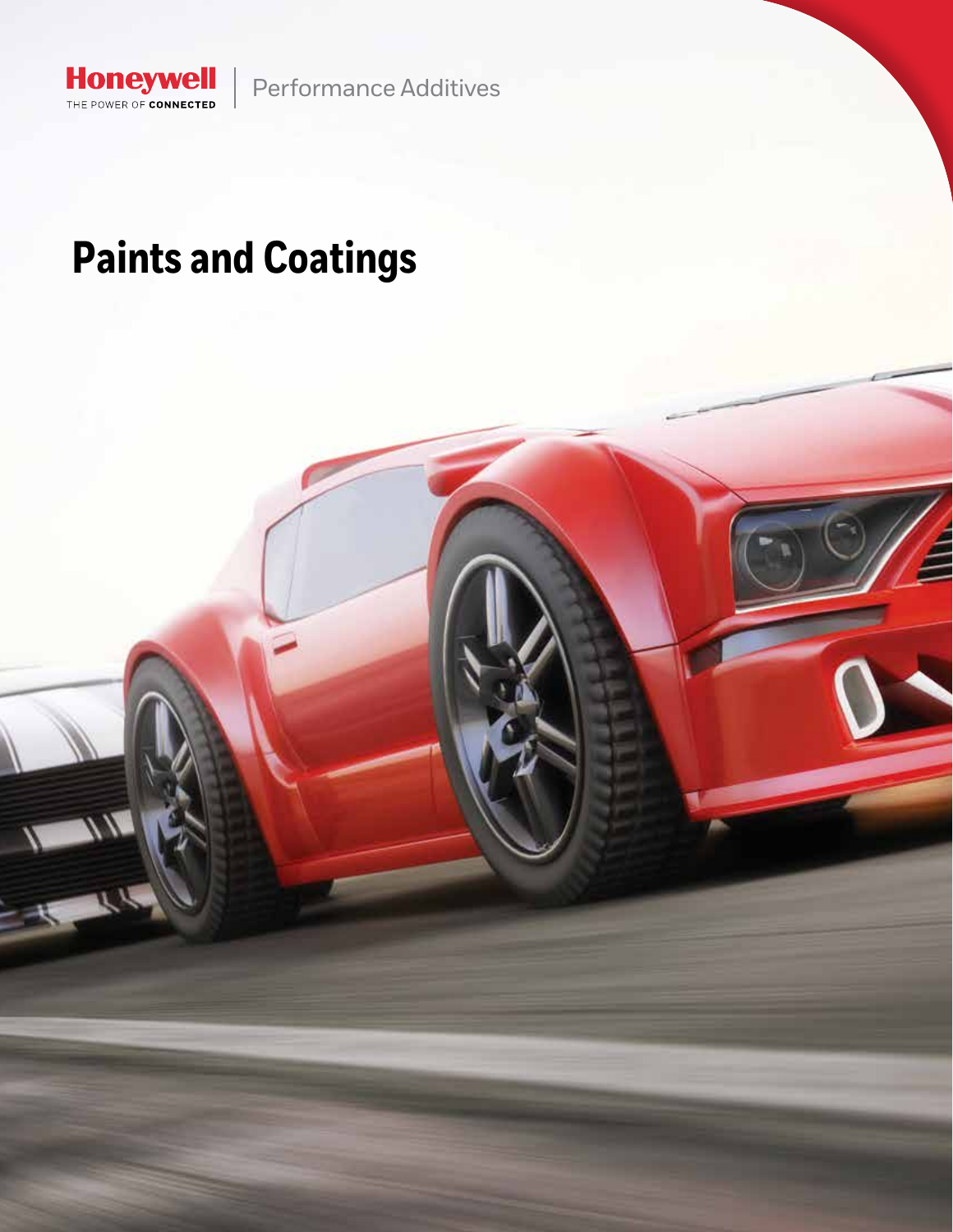Honeywell
THE POWER OF CONNECTED

Performance Additives

# Paints and Coatings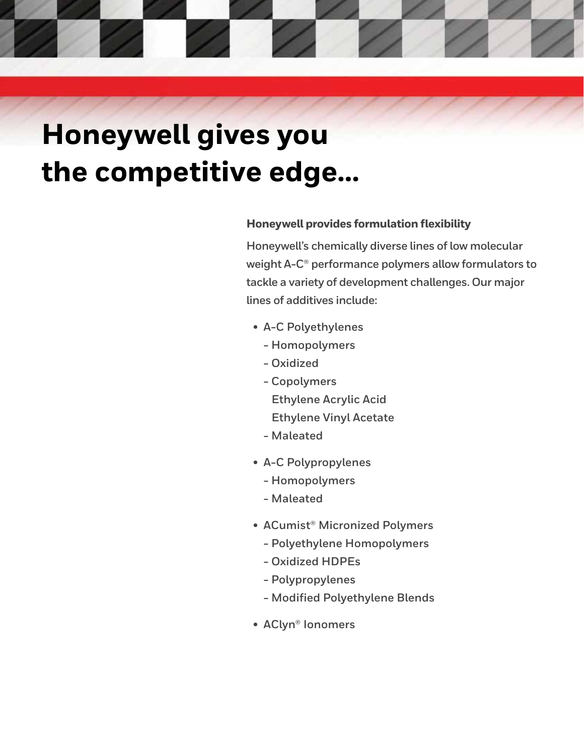# Honeywell gives you the competitive edge...

**Honeywell provides formulation flexibility**

Honeywell's chemically diverse lines of low molecular weight A-C® performance polymers allow formulators to tackle a variety of development challenges. Our major lines of additives include:

- A-C Polyethylenes
  - Homopolymers
  - Oxidized
  - Copolymers
    - Ethylene Acrylic Acid
    - Ethylene Vinyl Acetate
  - Maleated
- A-C Polypropylenes
  - Homopolymers
  - Maleated
- ACumist® Micronized Polymers
  - Polyethylene Homopolymers
  - Oxidized HDPEs
  - Polypropylenes
  - Modified Polyethylene Blends
- AClyn® Ionomers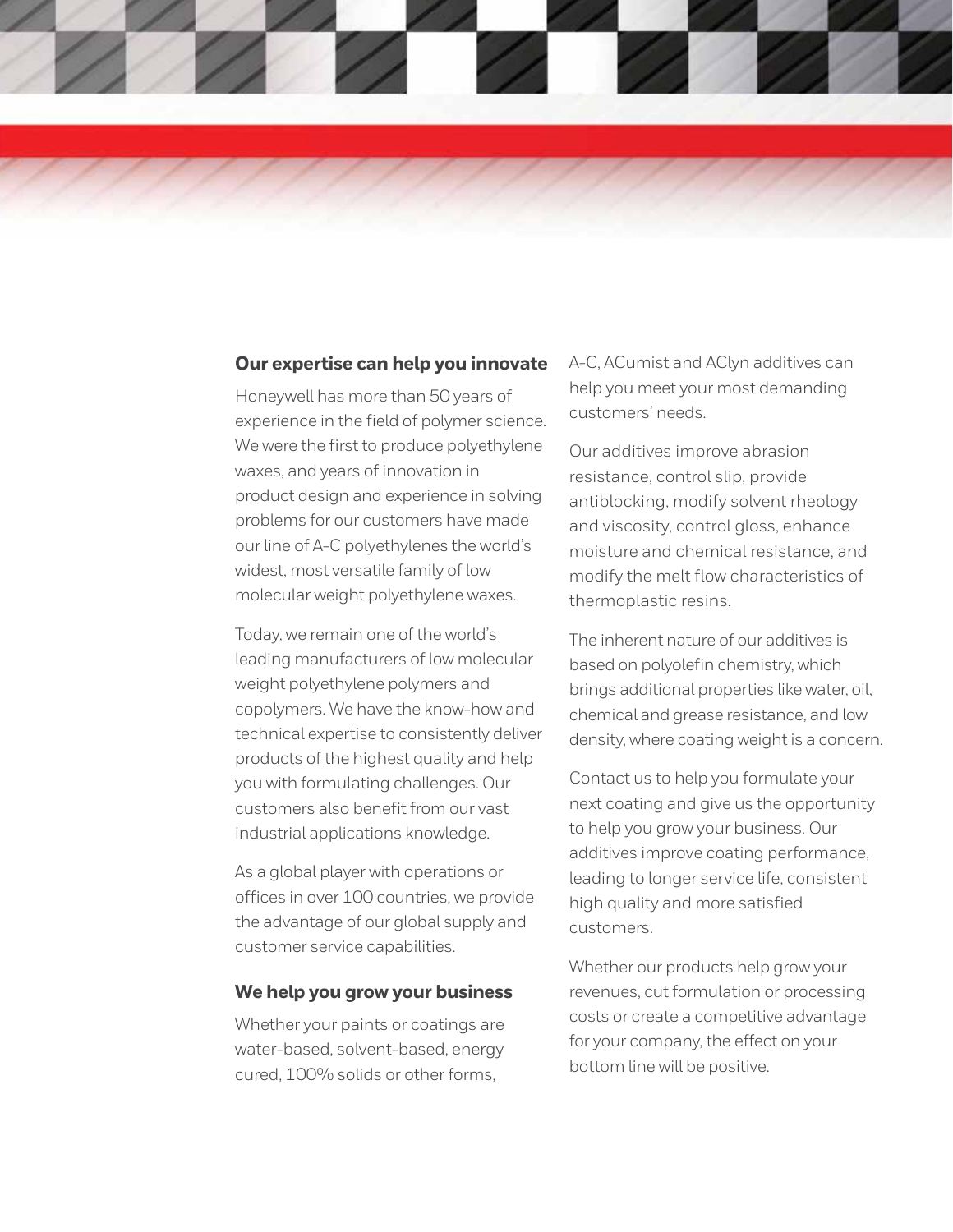## Our expertise can help you innovate

Honeywell has more than 50 years of experience in the field of polymer science. We were the first to produce polyethylene waxes, and years of innovation in product design and experience in solving problems for our customers have made our line of A-C polyethylenes the world's widest, most versatile family of low molecular weight polyethylene waxes.

Today, we remain one of the world's leading manufacturers of low molecular weight polyethylene polymers and copolymers. We have the know-how and technical expertise to consistently deliver products of the highest quality and help you with formulating challenges. Our customers also benefit from our vast industrial applications knowledge.

As a global player with operations or offices in over 100 countries, we provide the advantage of our global supply and customer service capabilities.

## We help you grow your business

Whether your paints or coatings are water-based, solvent-based, energy cured, 100% solids or other forms, A-C, ACumist and AClyn additives can help you meet your most demanding customers' needs.

Our additives improve abrasion resistance, control slip, provide antiblocking, modify solvent rheology and viscosity, control gloss, enhance moisture and chemical resistance, and modify the melt flow characteristics of thermoplastic resins.

The inherent nature of our additives is based on polyolefin chemistry, which brings additional properties like water, oil, chemical and grease resistance, and low density, where coating weight is a concern.

Contact us to help you formulate your next coating and give us the opportunity to help you grow your business. Our additives improve coating performance, leading to longer service life, consistent high quality and more satisfied customers.

Whether our products help grow your revenues, cut formulation or processing costs or create a competitive advantage for your company, the effect on your bottom line will be positive.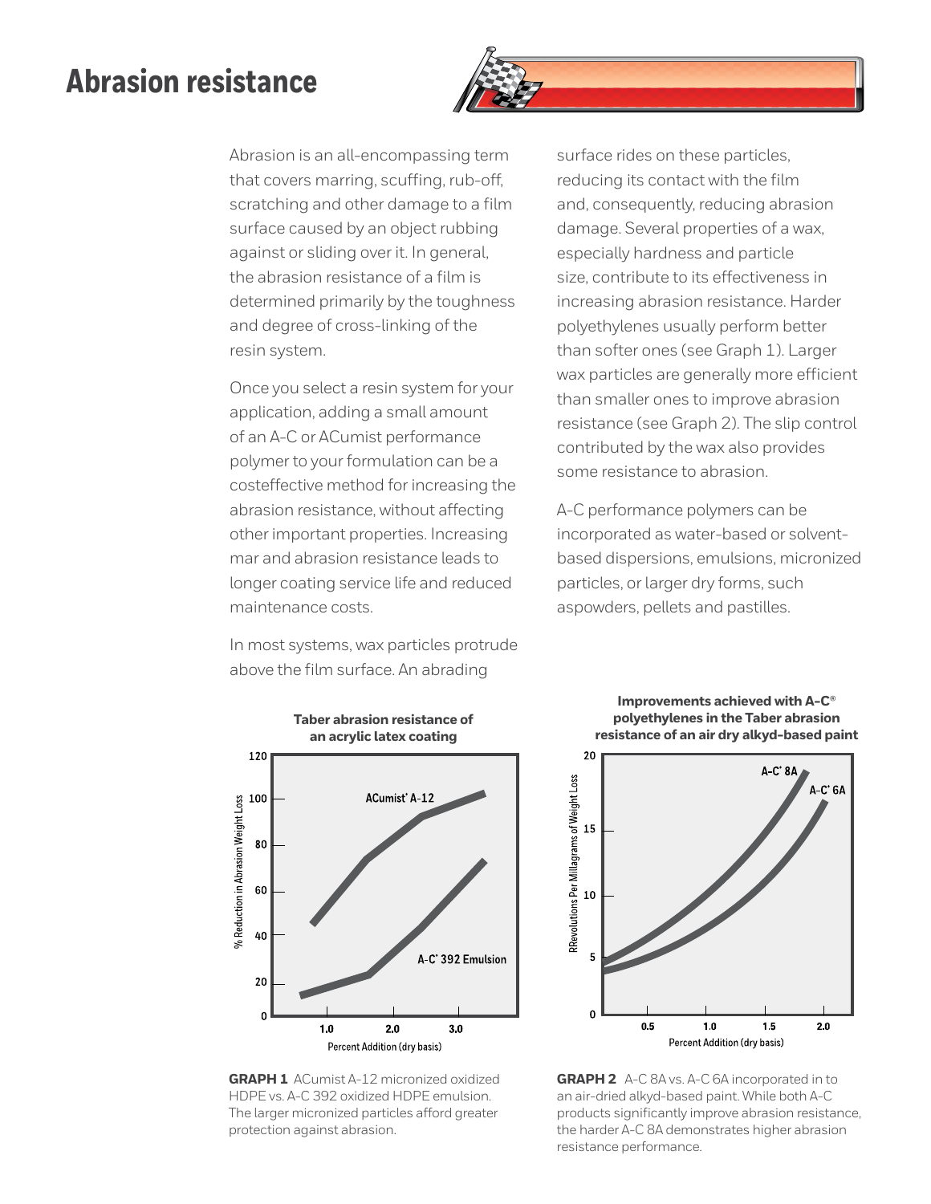# Abrasion resistance

Abrasion is an all-encompassing term that covers marring, scuffing, rub-off, scratching and other damage to a film surface caused by an object rubbing against or sliding over it. In general, the abrasion resistance of a film is determined primarily by the toughness and degree of cross-linking of the resin system.

Once you select a resin system for your application, adding a small amount of an A-C or ACumist performance polymer to your formulation can be a costeffective method for increasing the abrasion resistance, without affecting other important properties. Increasing mar and abrasion resistance leads to longer coating service life and reduced maintenance costs.

In most systems, wax particles protrude above the film surface. An abrading surface rides on these particles, reducing its contact with the film and, consequently, reducing abrasion damage. Several properties of a wax, especially hardness and particle size, contribute to its effectiveness in increasing abrasion resistance. Harder polyethylenes usually perform better than softer ones (see Graph 1). Larger wax particles are generally more efficient than smaller ones to improve abrasion resistance (see Graph 2). The slip control contributed by the wax also provides some resistance to abrasion.

A-C performance polymers can be incorporated as water-based or solvent-based dispersions, emulsions, micronized particles, or larger dry forms, such aspowders, pellets and pastilles.

**Taber abrasion resistance of an acrylic latex coating**

(Graph: % Reduction in Abrasion Weight Loss vs. Percent Addition (dry basis); curves: ACumist® A-12, A-C® 392 Emulsion)

**GRAPH 1** ACumist A-12 micronized oxidized HDPE vs. A-C 392 oxidized HDPE emulsion. The larger micronized particles afford greater protection against abrasion.

**Improvements achieved with A-C® polyethylenes in the Taber abrasion resistance of an air dry alkyd-based paint**

(Graph: RRevolutions Per Millagrams of Weight Loss vs. Percent Addition (dry basis); curves: A-C® 8A, A-C® 6A)

**GRAPH 2** A-C 8A vs. A-C 6A incorporated in to an air-dried alkyd-based paint. While both A-C products significantly improve abrasion resistance, the harder A-C 8A demonstrates higher abrasion resistance performance.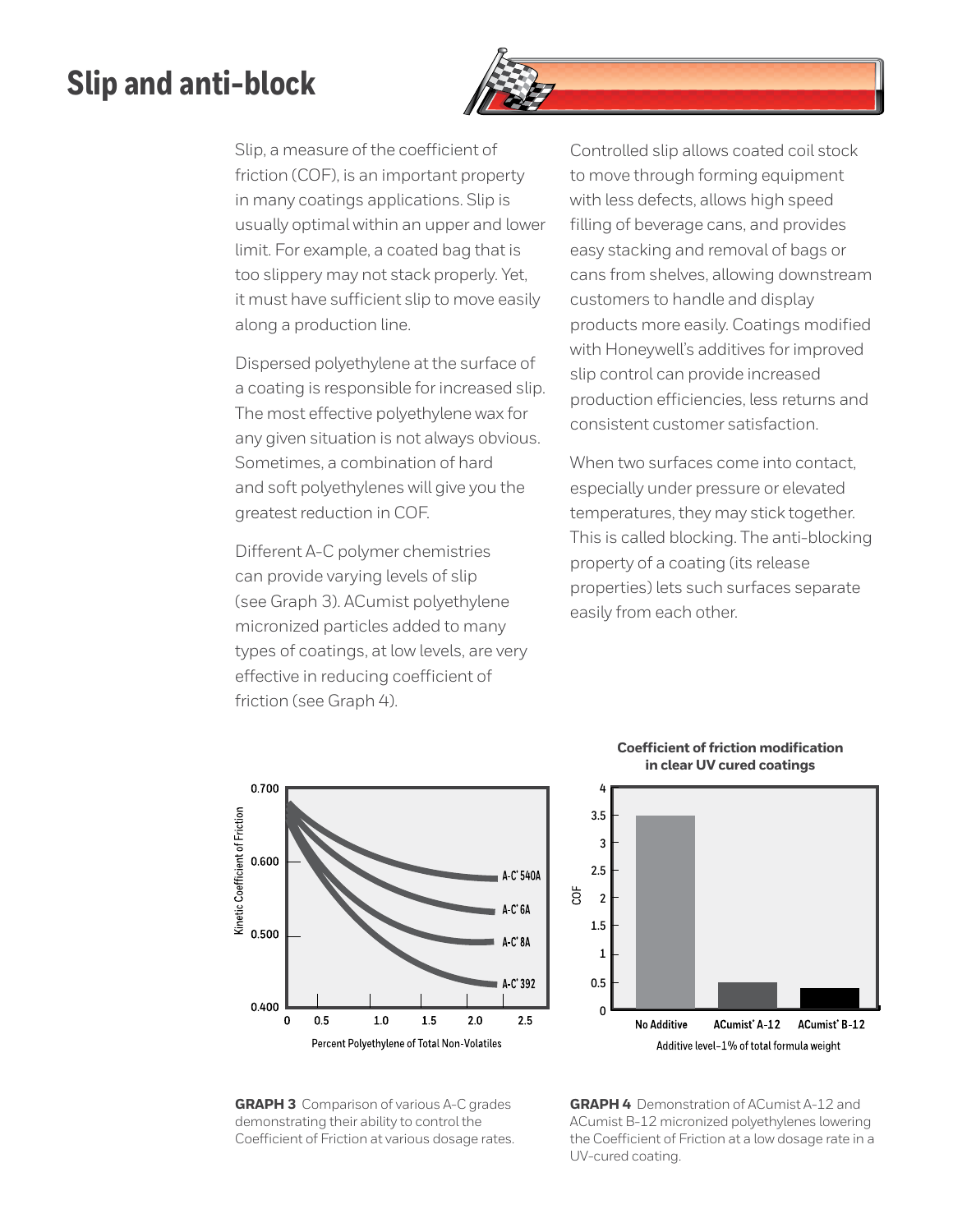# Slip and anti-block

Slip, a measure of the coefficient of friction (COF), is an important property in many coatings applications. Slip is usually optimal within an upper and lower limit. For example, a coated bag that is too slippery may not stack properly. Yet, it must have sufficient slip to move easily along a production line.

Dispersed polyethylene at the surface of a coating is responsible for increased slip. The most effective polyethylene wax for any given situation is not always obvious. Sometimes, a combination of hard and soft polyethylenes will give you the greatest reduction in COF.

Different A-C polymer chemistries can provide varying levels of slip (see Graph 3). ACumist polyethylene micronized particles added to many types of coatings, at low levels, are very effective in reducing coefficient of friction (see Graph 4).

Controlled slip allows coated coil stock to move through forming equipment with less defects, allows high speed filling of beverage cans, and provides easy stacking and removal of bags or cans from shelves, allowing downstream customers to handle and display products more easily. Coatings modified with Honeywell's additives for improved slip control can provide increased production efficiencies, less returns and consistent customer satisfaction.

When two surfaces come into contact, especially under pressure or elevated temperatures, they may stick together. This is called blocking. The anti-blocking property of a coating (its release properties) lets such surfaces separate easily from each other.

**GRAPH 3** Comparison of various A-C grades demonstrating their ability to control the Coefficient of Friction at various dosage rates.

**GRAPH 4** Demonstration of ACumist A-12 and ACumist B-12 micronized polyethylenes lowering the Coefficient of Friction at a low dosage rate in a UV-cured coating.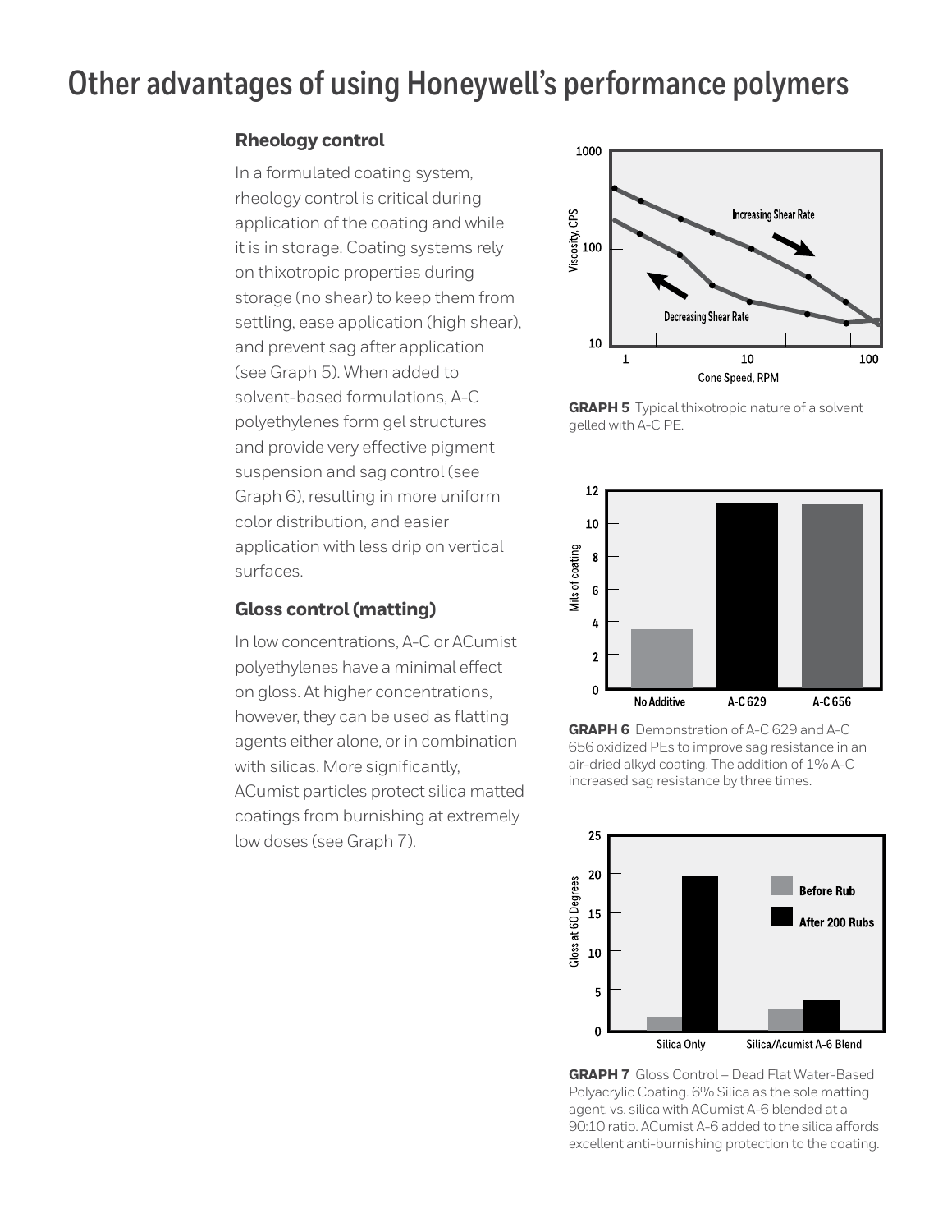# Other advantages of using Honeywell's performance polymers

## Rheology control

In a formulated coating system, rheology control is critical during application of the coating and while it is in storage. Coating systems rely on thixotropic properties during storage (no shear) to keep them from settling, ease application (high shear), and prevent sag after application (see Graph 5). When added to solvent-based formulations, A-C polyethylenes form gel structures and provide very effective pigment suspension and sag control (see Graph 6), resulting in more uniform color distribution, and easier application with less drip on vertical surfaces.

## Gloss control (matting)

In low concentrations, A-C or ACumist polyethylenes have a minimal effect on gloss. At higher concentrations, however, they can be used as flatting agents either alone, or in combination with silicas. More significantly, ACumist particles protect silica matted coatings from burnishing at extremely low doses (see Graph 7).

**GRAPH 5** Typical thixotropic nature of a solvent gelled with A-C PE.

**GRAPH 6** Demonstration of A-C 629 and A-C 656 oxidized PEs to improve sag resistance in an air-dried alkyd coating. The addition of 1% A-C increased sag resistance by three times.

**GRAPH 7** Gloss Control – Dead Flat Water-Based Polyacrylic Coating. 6% Silica as the sole matting agent, vs. silica with ACumist A-6 blended at a 90:10 ratio. ACumist A-6 added to the silica affords excellent anti-burnishing protection to the coating.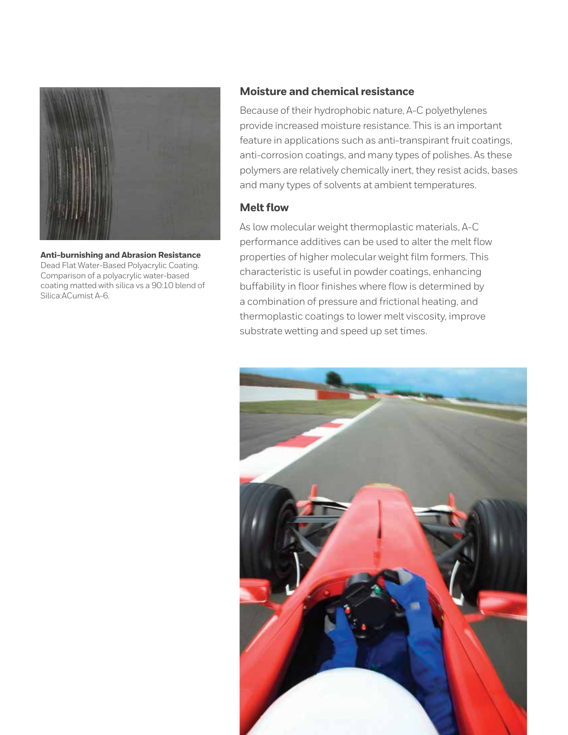**Anti-burnishing and Abrasion Resistance**
Dead Flat Water-Based Polyacrylic Coating. Comparison of a polyacrylic water-based coating matted with silica vs a 90:10 blend of Silica:ACumist A-6.

## Moisture and chemical resistance

Because of their hydrophobic nature, A-C polyethylenes provide increased moisture resistance. This is an important feature in applications such as anti-transpirant fruit coatings, anti-corrosion coatings, and many types of polishes. As these polymers are relatively chemically inert, they resist acids, bases and many types of solvents at ambient temperatures.

## Melt flow

As low molecular weight thermoplastic materials, A-C performance additives can be used to alter the melt flow properties of higher molecular weight film formers. This characteristic is useful in powder coatings, enhancing buffability in floor finishes where flow is determined by a combination of pressure and frictional heating, and thermoplastic coatings to lower melt viscosity, improve substrate wetting and speed up set times.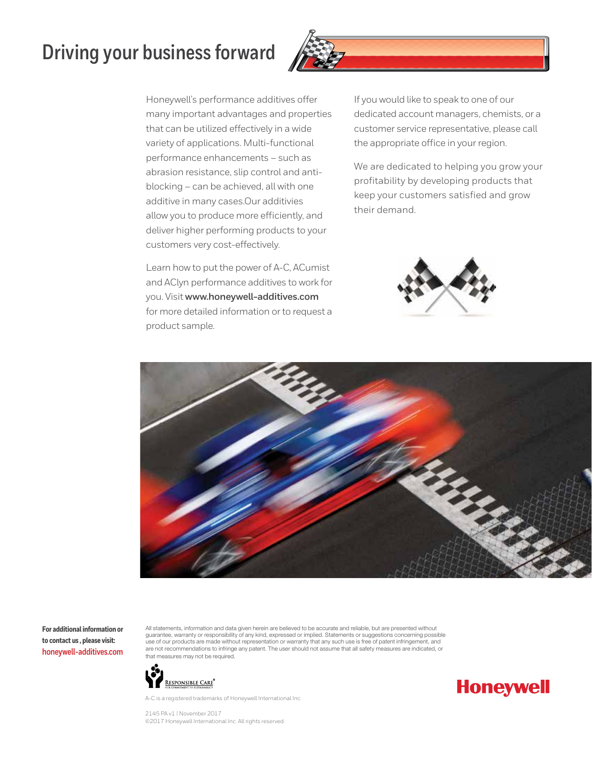# Driving your business forward

Honeywell's performance additives offer many important advantages and properties that can be utilized effectively in a wide variety of applications. Multi-functional performance enhancements – such as abrasion resistance, slip control and anti-blocking – can be achieved, all with one additive in many cases.Our additivies allow you to produce more efficiently, and deliver higher performing products to your customers very cost-effectively.

Learn how to put the power of A-C, ACumist and ACIyn performance additives to work for you. Visit **www.honeywell-additives.com** for more detailed information or to request a product sample.

If you would like to speak to one of our dedicated account managers, chemists, or a customer service representative, please call the appropriate office in your region.

We are dedicated to helping you grow your profitability by developing products that keep your customers satisfied and grow their demand.

**For additional information or to contact us , please visit:**
honeywell-additives.com

All statements, information and data given herein are believed to be accurate and reliable, but are presented without guarantee, warranty or responsibility of any kind, expressed or implied. Statements or suggestions concerning possible use of our products are made without representation or warranty that any such use is free of patent infringement, and are not recommendations to infringe any patent. The user should not assume that all safety measures are indicated, or that measures may not be required.

Responsible Care®

A-C is a registered trademarks of Honeywell International Inc.

2145 PA v1 | November 2017
©2017 Honeywell International Inc. All rights reserved.

Honeywell